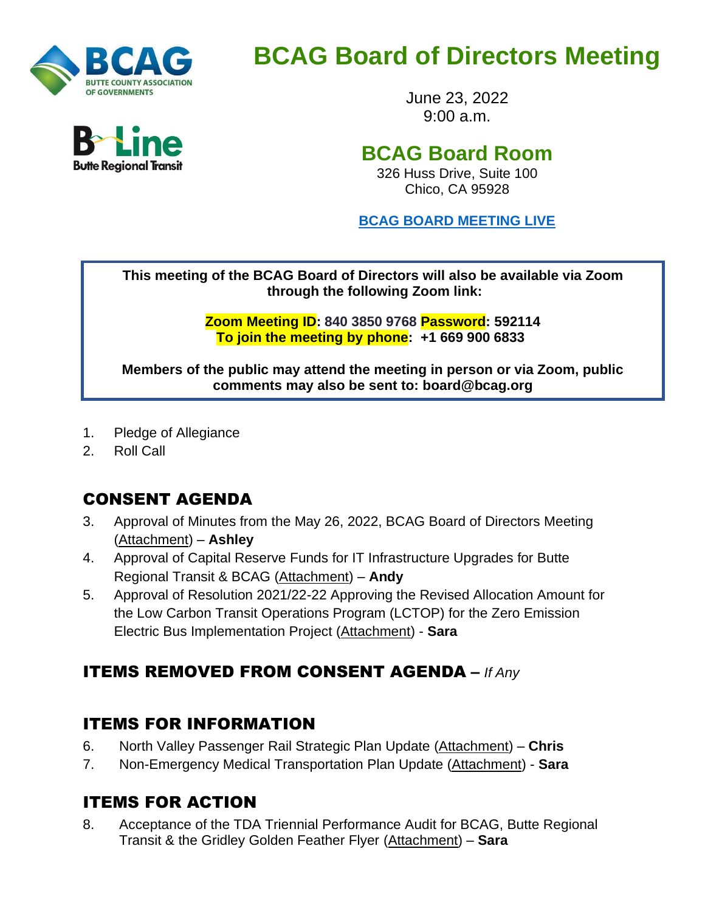# BCAG Board of Directors Meeting

June 23, 2022
9:00 a.m.

## BCAG Board Room

326 Huss Drive, Suite 100
Chico, CA 95928

BCAG BOARD MEETING LIVE

**This meeting of the BCAG Board of Directors will also be available via Zoom through the following Zoom link:**

**Zoom Meeting ID: 840 3850 9768 Password: 592114**
**To join the meeting by phone: +1 669 900 6833**

**Members of the public may attend the meeting in person or via Zoom, public comments may also be sent to: board@bcag.org**

1. Pledge of Allegiance
2. Roll Call

## CONSENT AGENDA

3. Approval of Minutes from the May 26, 2022, BCAG Board of Directors Meeting (Attachment) – **Ashley**
4. Approval of Capital Reserve Funds for IT Infrastructure Upgrades for Butte Regional Transit & BCAG (Attachment) – **Andy**
5. Approval of Resolution 2021/22-22 Approving the Revised Allocation Amount for the Low Carbon Transit Operations Program (LCTOP) for the Zero Emission Electric Bus Implementation Project (Attachment) - **Sara**

## ITEMS REMOVED FROM CONSENT AGENDA – *If Any*

## ITEMS FOR INFORMATION

6. North Valley Passenger Rail Strategic Plan Update (Attachment) – **Chris**
7. Non-Emergency Medical Transportation Plan Update (Attachment) - **Sara**

## ITEMS FOR ACTION

8. Acceptance of the TDA Triennial Performance Audit for BCAG, Butte Regional Transit & the Gridley Golden Feather Flyer (Attachment) – **Sara**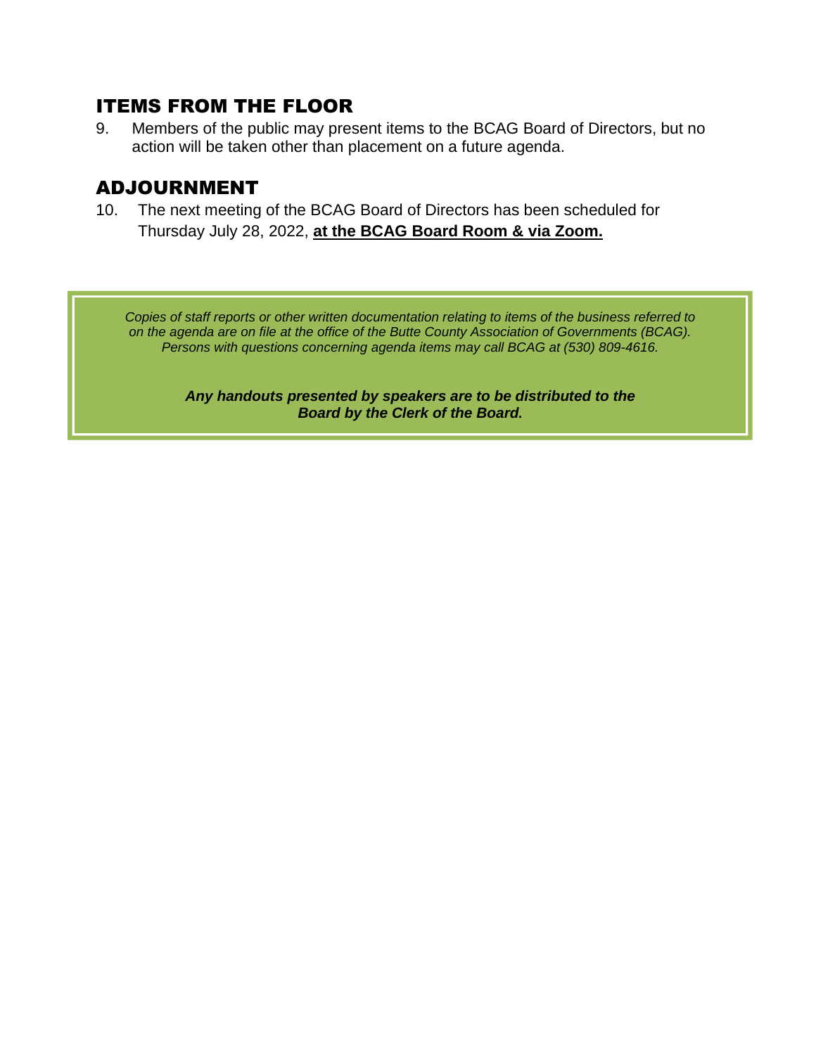## ITEMS FROM THE FLOOR

9. Members of the public may present items to the BCAG Board of Directors, but no action will be taken other than placement on a future agenda.

## ADJOURNMENT

10. The next meeting of the BCAG Board of Directors has been scheduled for Thursday July 28, 2022, **at the BCAG Board Room & via Zoom.**

*Copies of staff reports or other written documentation relating to items of the business referred to on the agenda are on file at the office of the Butte County Association of Governments (BCAG). Persons with questions concerning agenda items may call BCAG at (530) 809-4616.*

***Any handouts presented by speakers are to be distributed to the Board by the Clerk of the Board.***